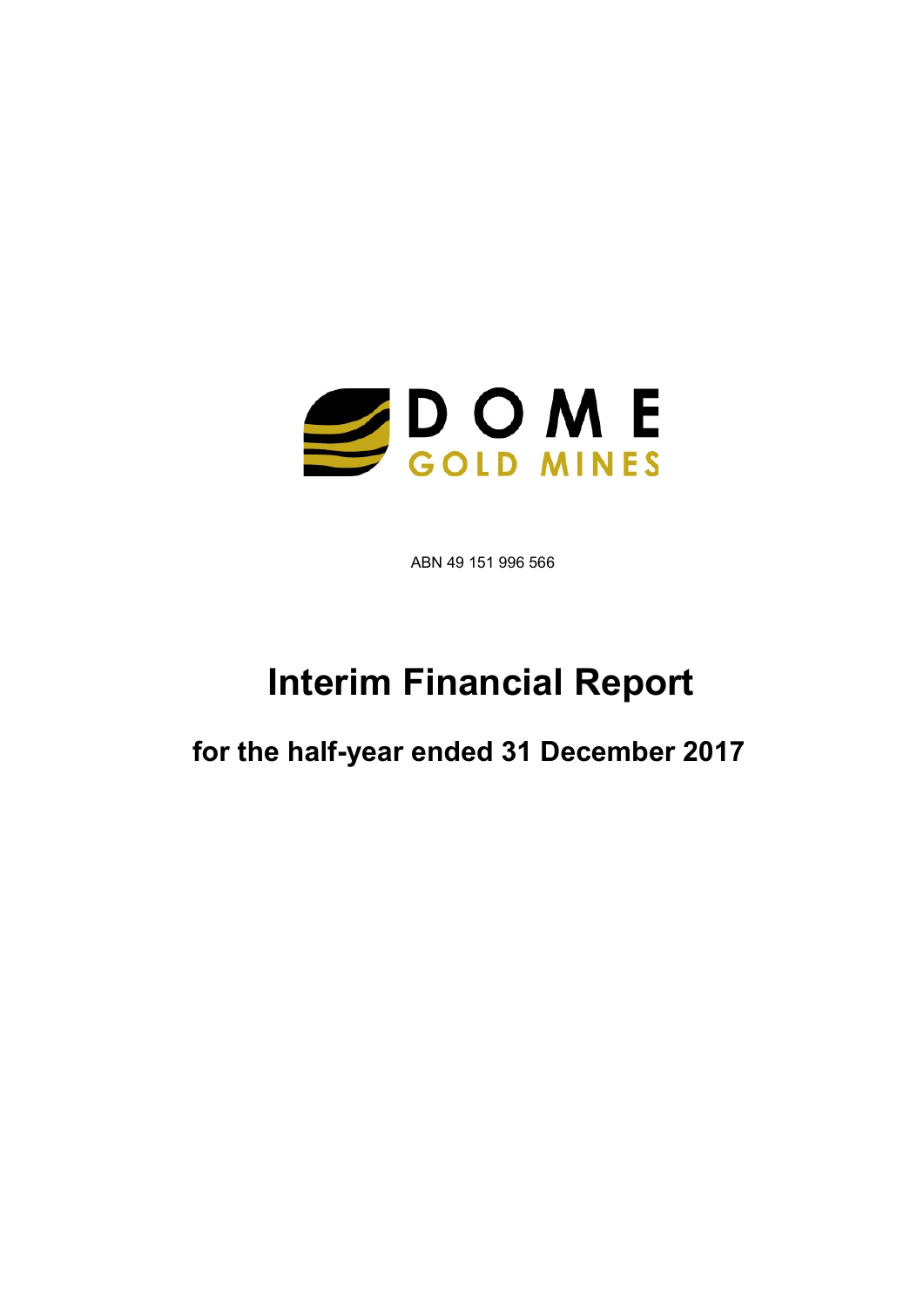DOME
GOLD MINES

ABN 49 151 996 566

# Interim Financial Report

## for the half-year ended 31 December 2017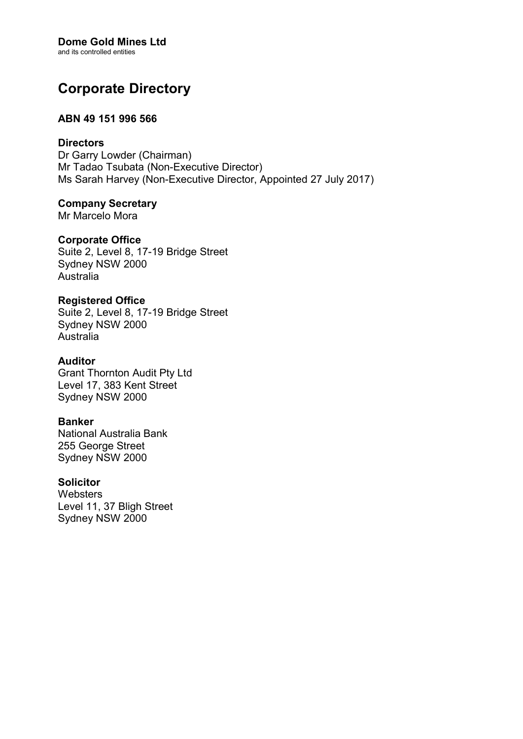**Dome Gold Mines Ltd**
and its controlled entities

# Corporate Directory

**ABN 49 151 996 566**

**Directors**
Dr Garry Lowder (Chairman)
Mr Tadao Tsubata (Non-Executive Director)
Ms Sarah Harvey (Non-Executive Director, Appointed 27 July 2017)

**Company Secretary**
Mr Marcelo Mora

**Corporate Office**
Suite 2, Level 8, 17-19 Bridge Street
Sydney NSW 2000
Australia

**Registered Office**
Suite 2, Level 8, 17-19 Bridge Street
Sydney NSW 2000
Australia

**Auditor**
Grant Thornton Audit Pty Ltd
Level 17, 383 Kent Street
Sydney NSW 2000

**Banker**
National Australia Bank
255 George Street
Sydney NSW 2000

**Solicitor**
Websters
Level 11, 37 Bligh Street
Sydney NSW 2000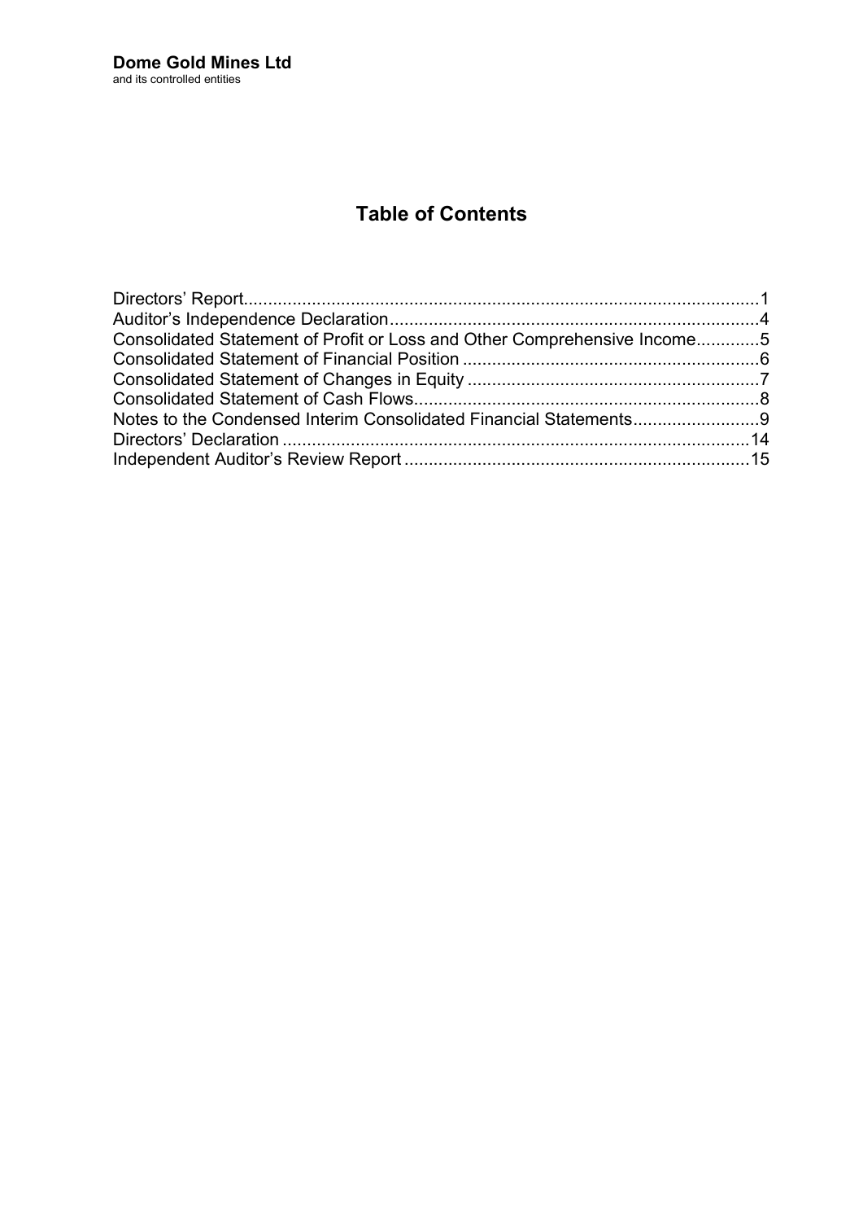**Dome Gold Mines Ltd**
and its controlled entities

# Table of Contents

| | |
|---|---|
| Directors' Report | 1 |
| Auditor's Independence Declaration | 4 |
| Consolidated Statement of Profit or Loss and Other Comprehensive Income | 5 |
| Consolidated Statement of Financial Position | 6 |
| Consolidated Statement of Changes in Equity | 7 |
| Consolidated Statement of Cash Flows | 8 |
| Notes to the Condensed Interim Consolidated Financial Statements | 9 |
| Directors' Declaration | 14 |
| Independent Auditor's Review Report | 15 |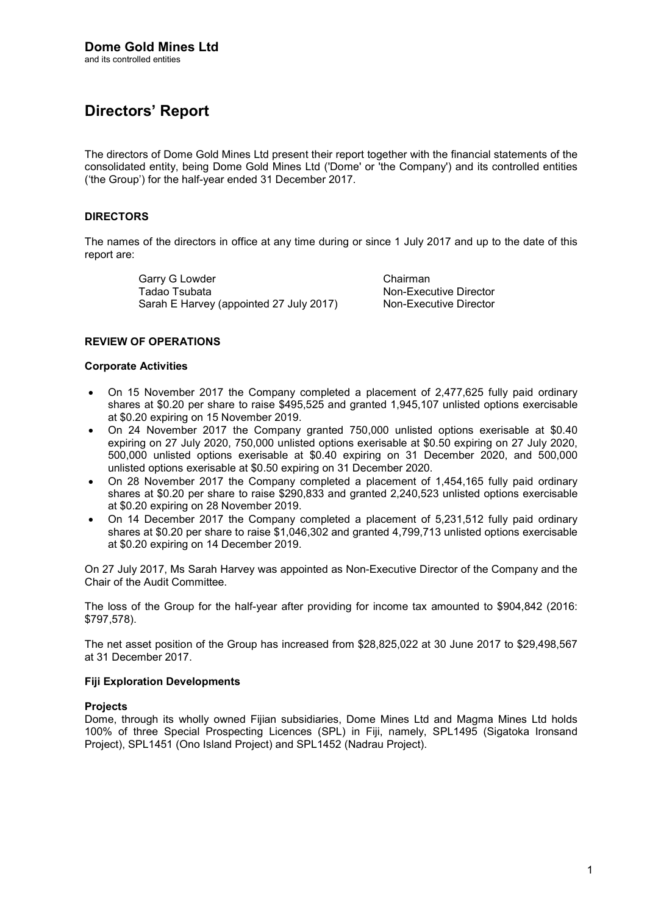**Dome Gold Mines Ltd**
and its controlled entities

# Directors' Report

The directors of Dome Gold Mines Ltd present their report together with the financial statements of the consolidated entity, being Dome Gold Mines Ltd ('Dome' or 'the Company') and its controlled entities ('the Group') for the half-year ended 31 December 2017.

## DIRECTORS

The names of the directors in office at any time during or since 1 July 2017 and up to the date of this report are:

| | |
|---|---|
| Garry G Lowder | Chairman |
| Tadao Tsubata | Non-Executive Director |
| Sarah E Harvey (appointed 27 July 2017) | Non-Executive Director |

## REVIEW OF OPERATIONS

### Corporate Activities

- On 15 November 2017 the Company completed a placement of 2,477,625 fully paid ordinary shares at $0.20 per share to raise $495,525 and granted 1,945,107 unlisted options exercisable at $0.20 expiring on 15 November 2019.
- On 24 November 2017 the Company granted 750,000 unlisted options exerisable at $0.40 expiring on 27 July 2020, 750,000 unlisted options exerisable at $0.50 expiring on 27 July 2020, 500,000 unlisted options exerisable at $0.40 expiring on 31 December 2020, and 500,000 unlisted options exerisable at $0.50 expiring on 31 December 2020.
- On 28 November 2017 the Company completed a placement of 1,454,165 fully paid ordinary shares at $0.20 per share to raise $290,833 and granted 2,240,523 unlisted options exercisable at $0.20 expiring on 28 November 2019.
- On 14 December 2017 the Company completed a placement of 5,231,512 fully paid ordinary shares at $0.20 per share to raise $1,046,302 and granted 4,799,713 unlisted options exercisable at $0.20 expiring on 14 December 2019.

On 27 July 2017, Ms Sarah Harvey was appointed as Non-Executive Director of the Company and the Chair of the Audit Committee.

The loss of the Group for the half-year after providing for income tax amounted to $904,842 (2016: $797,578).

The net asset position of the Group has increased from $28,825,022 at 30 June 2017 to $29,498,567 at 31 December 2017.

### Fiji Exploration Developments

**Projects**
Dome, through its wholly owned Fijian subsidiaries, Dome Mines Ltd and Magma Mines Ltd holds 100% of three Special Prospecting Licences (SPL) in Fiji, namely, SPL1495 (Sigatoka Ironsand Project), SPL1451 (Ono Island Project) and SPL1452 (Nadrau Project).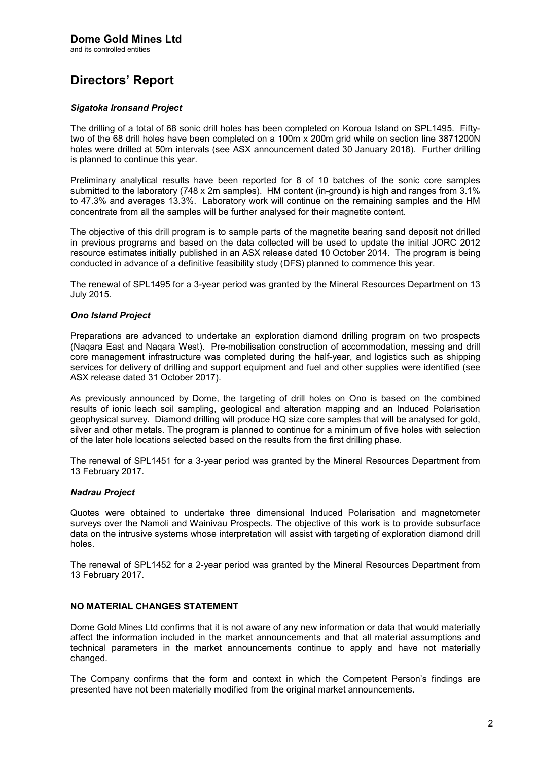# Directors' Report

### *Sigatoka Ironsand Project*

The drilling of a total of 68 sonic drill holes has been completed on Koroua Island on SPL1495. Fifty-two of the 68 drill holes have been completed on a 100m x 200m grid while on section line 3871200N holes were drilled at 50m intervals (see ASX announcement dated 30 January 2018). Further drilling is planned to continue this year.

Preliminary analytical results have been reported for 8 of 10 batches of the sonic core samples submitted to the laboratory (748 x 2m samples). HM content (in-ground) is high and ranges from 3.1% to 47.3% and averages 13.3%. Laboratory work will continue on the remaining samples and the HM concentrate from all the samples will be further analysed for their magnetite content.

The objective of this drill program is to sample parts of the magnetite bearing sand deposit not drilled in previous programs and based on the data collected will be used to update the initial JORC 2012 resource estimates initially published in an ASX release dated 10 October 2014. The program is being conducted in advance of a definitive feasibility study (DFS) planned to commence this year.

The renewal of SPL1495 for a 3-year period was granted by the Mineral Resources Department on 13 July 2015.

### *Ono Island Project*

Preparations are advanced to undertake an exploration diamond drilling program on two prospects (Naqara East and Naqara West). Pre-mobilisation construction of accommodation, messing and drill core management infrastructure was completed during the half-year, and logistics such as shipping services for delivery of drilling and support equipment and fuel and other supplies were identified (see ASX release dated 31 October 2017).

As previously announced by Dome, the targeting of drill holes on Ono is based on the combined results of ionic leach soil sampling, geological and alteration mapping and an Induced Polarisation geophysical survey. Diamond drilling will produce HQ size core samples that will be analysed for gold, silver and other metals. The program is planned to continue for a minimum of five holes with selection of the later hole locations selected based on the results from the first drilling phase.

The renewal of SPL1451 for a 3-year period was granted by the Mineral Resources Department from 13 February 2017.

### *Nadrau Project*

Quotes were obtained to undertake three dimensional Induced Polarisation and magnetometer surveys over the Namoli and Wainivau Prospects. The objective of this work is to provide subsurface data on the intrusive systems whose interpretation will assist with targeting of exploration diamond drill holes.

The renewal of SPL1452 for a 2-year period was granted by the Mineral Resources Department from 13 February 2017.

## NO MATERIAL CHANGES STATEMENT

Dome Gold Mines Ltd confirms that it is not aware of any new information or data that would materially affect the information included in the market announcements and that all material assumptions and technical parameters in the market announcements continue to apply and have not materially changed.

The Company confirms that the form and context in which the Competent Person's findings are presented have not been materially modified from the original market announcements.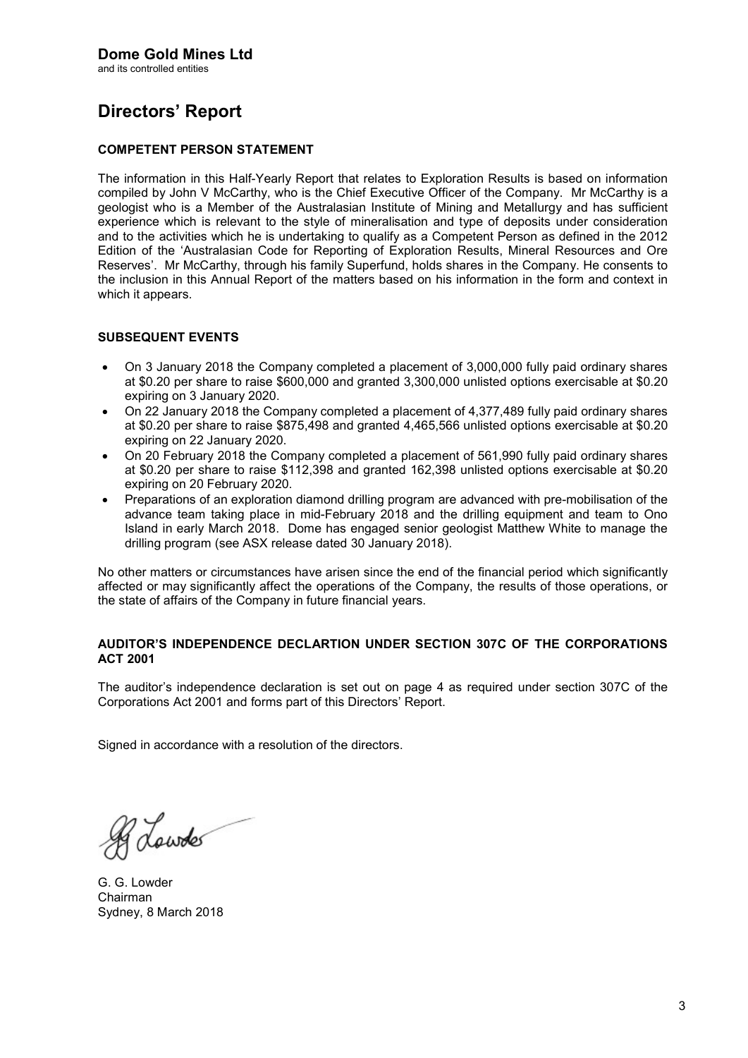**Dome Gold Mines Ltd**
and its controlled entities

# Directors' Report

### COMPETENT PERSON STATEMENT

The information in this Half-Yearly Report that relates to Exploration Results is based on information compiled by John V McCarthy, who is the Chief Executive Officer of the Company. Mr McCarthy is a geologist who is a Member of the Australasian Institute of Mining and Metallurgy and has sufficient experience which is relevant to the style of mineralisation and type of deposits under consideration and to the activities which he is undertaking to qualify as a Competent Person as defined in the 2012 Edition of the 'Australasian Code for Reporting of Exploration Results, Mineral Resources and Ore Reserves'. Mr McCarthy, through his family Superfund, holds shares in the Company. He consents to the inclusion in this Annual Report of the matters based on his information in the form and context in which it appears.

### SUBSEQUENT EVENTS

- On 3 January 2018 the Company completed a placement of 3,000,000 fully paid ordinary shares at $0.20 per share to raise $600,000 and granted 3,300,000 unlisted options exercisable at $0.20 expiring on 3 January 2020.
- On 22 January 2018 the Company completed a placement of 4,377,489 fully paid ordinary shares at $0.20 per share to raise $875,498 and granted 4,465,566 unlisted options exercisable at $0.20 expiring on 22 January 2020.
- On 20 February 2018 the Company completed a placement of 561,990 fully paid ordinary shares at $0.20 per share to raise $112,398 and granted 162,398 unlisted options exercisable at $0.20 expiring on 20 February 2020.
- Preparations of an exploration diamond drilling program are advanced with pre-mobilisation of the advance team taking place in mid-February 2018 and the drilling equipment and team to Ono Island in early March 2018. Dome has engaged senior geologist Matthew White to manage the drilling program (see ASX release dated 30 January 2018).

No other matters or circumstances have arisen since the end of the financial period which significantly affected or may significantly affect the operations of the Company, the results of those operations, or the state of affairs of the Company in future financial years.

### AUDITOR'S INDEPENDENCE DECLARTION UNDER SECTION 307C OF THE CORPORATIONS ACT 2001

The auditor's independence declaration is set out on page 4 as required under section 307C of the Corporations Act 2001 and forms part of this Directors' Report.

Signed in accordance with a resolution of the directors.

G. G. Lowder
Chairman
Sydney, 8 March 2018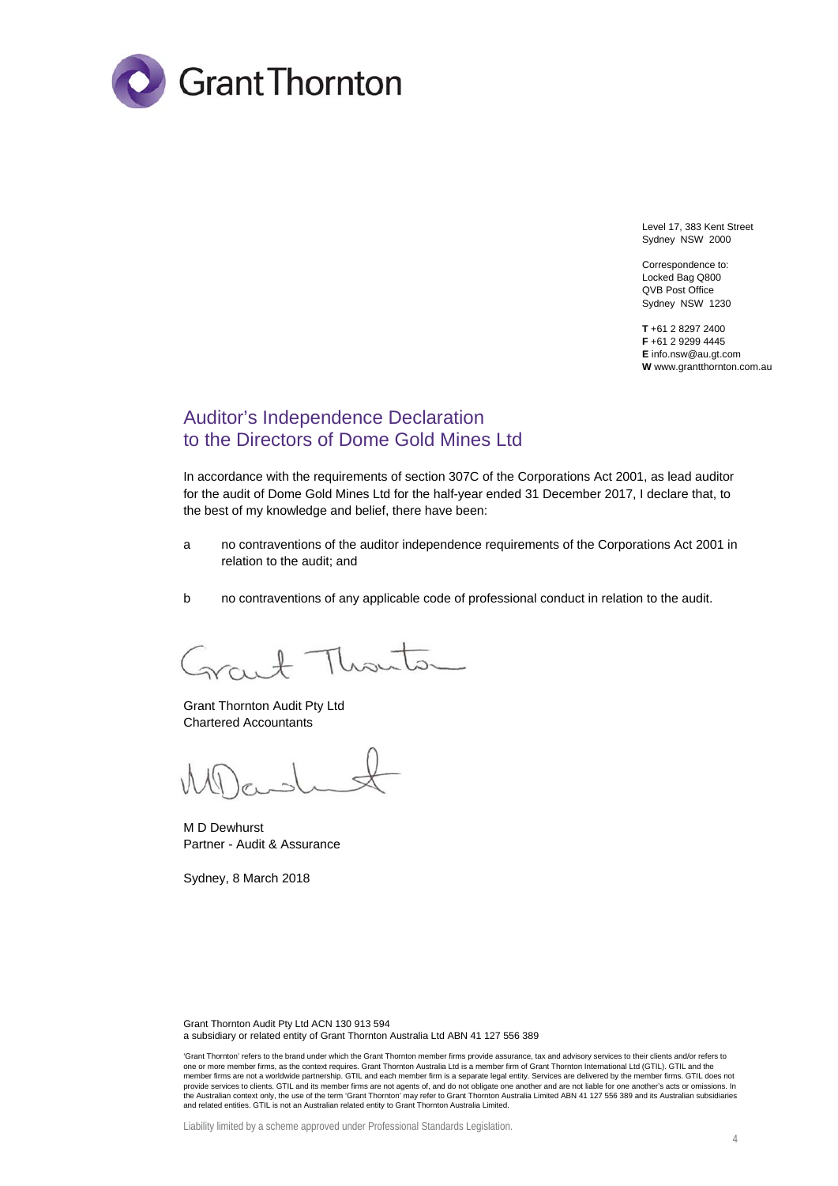Grant Thornton

Level 17, 383 Kent Street
Sydney NSW 2000

Correspondence to:
Locked Bag Q800
QVB Post Office
Sydney NSW 1230

**T** +61 2 8297 2400
**F** +61 2 9299 4445
**E** info.nsw@au.gt.com
**W** www.grantthornton.com.au

# Auditor's Independence Declaration to the Directors of Dome Gold Mines Ltd

In accordance with the requirements of section 307C of the Corporations Act 2001, as lead auditor for the audit of Dome Gold Mines Ltd for the half-year ended 31 December 2017, I declare that, to the best of my knowledge and belief, there have been:

a no contraventions of the auditor independence requirements of the Corporations Act 2001 in relation to the audit; and

b no contraventions of any applicable code of professional conduct in relation to the audit.

Grant Thornton Audit Pty Ltd
Chartered Accountants

M D Dewhurst
Partner - Audit & Assurance

Sydney, 8 March 2018

Grant Thornton Audit Pty Ltd ACN 130 913 594
a subsidiary or related entity of Grant Thornton Australia Ltd ABN 41 127 556 389

'Grant Thornton' refers to the brand under which the Grant Thornton member firms provide assurance, tax and advisory services to their clients and/or refers to one or more member firms, as the context requires. Grant Thornton Australia Ltd is a member firm of Grant Thornton International Ltd (GTIL). GTIL and the member firms are not a worldwide partnership. GTIL and each member firm is a separate legal entity. Services are delivered by the member firms. GTIL does not provide services to clients. GTIL and its member firms are not agents of, and do not obligate one another and are not liable for one another's acts or omissions. In the Australian context only, the use of the term 'Grant Thornton' may refer to Grant Thornton Australia Limited ABN 41 127 556 389 and its Australian subsidiaries and related entities. GTIL is not an Australian related entity to Grant Thornton Australia Limited.

Liability limited by a scheme approved under Professional Standards Legislation.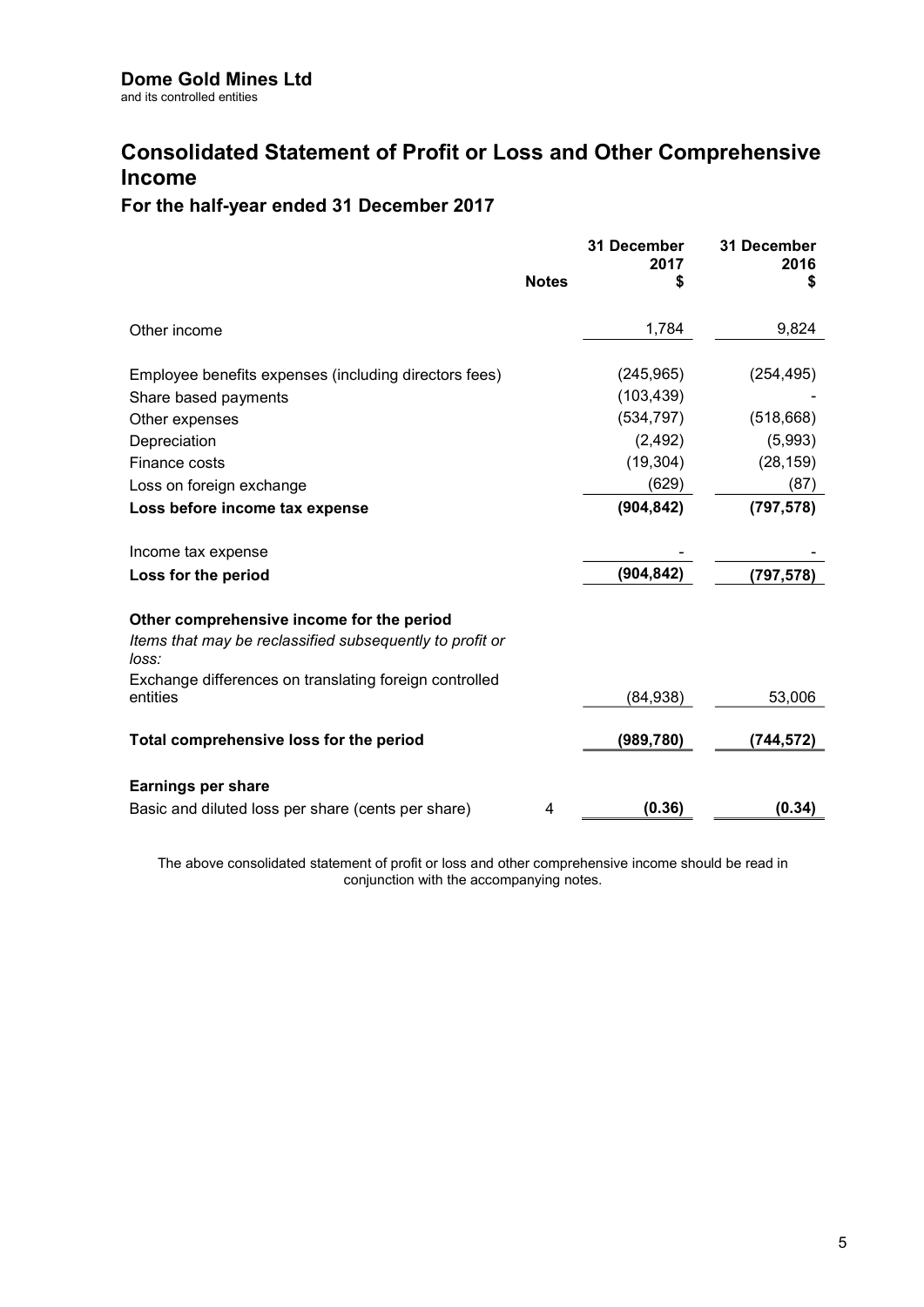**Dome Gold Mines Ltd**
and its controlled entities

# Consolidated Statement of Profit or Loss and Other Comprehensive Income

## For the half-year ended 31 December 2017

| | Notes | 31 December 2017 $ | 31 December 2016 $ |
|---|---|---|---|
| Other income | | 1,784 | 9,824 |
| | | | |
| Employee benefits expenses (including directors fees) | | (245,965) | (254,495) |
| Share based payments | | (103,439) | - |
| Other expenses | | (534,797) | (518,668) |
| Depreciation | | (2,492) | (5,993) |
| Finance costs | | (19,304) | (28,159) |
| Loss on foreign exchange | | (629) | (87) |
| **Loss before income tax expense** | | **(904,842)** | **(797,578)** |
| | | | |
| Income tax expense | | - | - |
| **Loss for the period** | | **(904,842)** | **(797,578)** |
| | | | |
| **Other comprehensive income for the period** | | | |
| *Items that may be reclassified subsequently to profit or loss:* | | | |
| Exchange differences on translating foreign controlled entities | | (84,938) | 53,006 |
| | | | |
| **Total comprehensive loss for the period** | | **(989,780)** | **(744,572)** |
| | | | |
| **Earnings per share** | | | |
| Basic and diluted loss per share (cents per share) | 4 | **(0.36)** | **(0.34)** |

The above consolidated statement of profit or loss and other comprehensive income should be read in conjunction with the accompanying notes.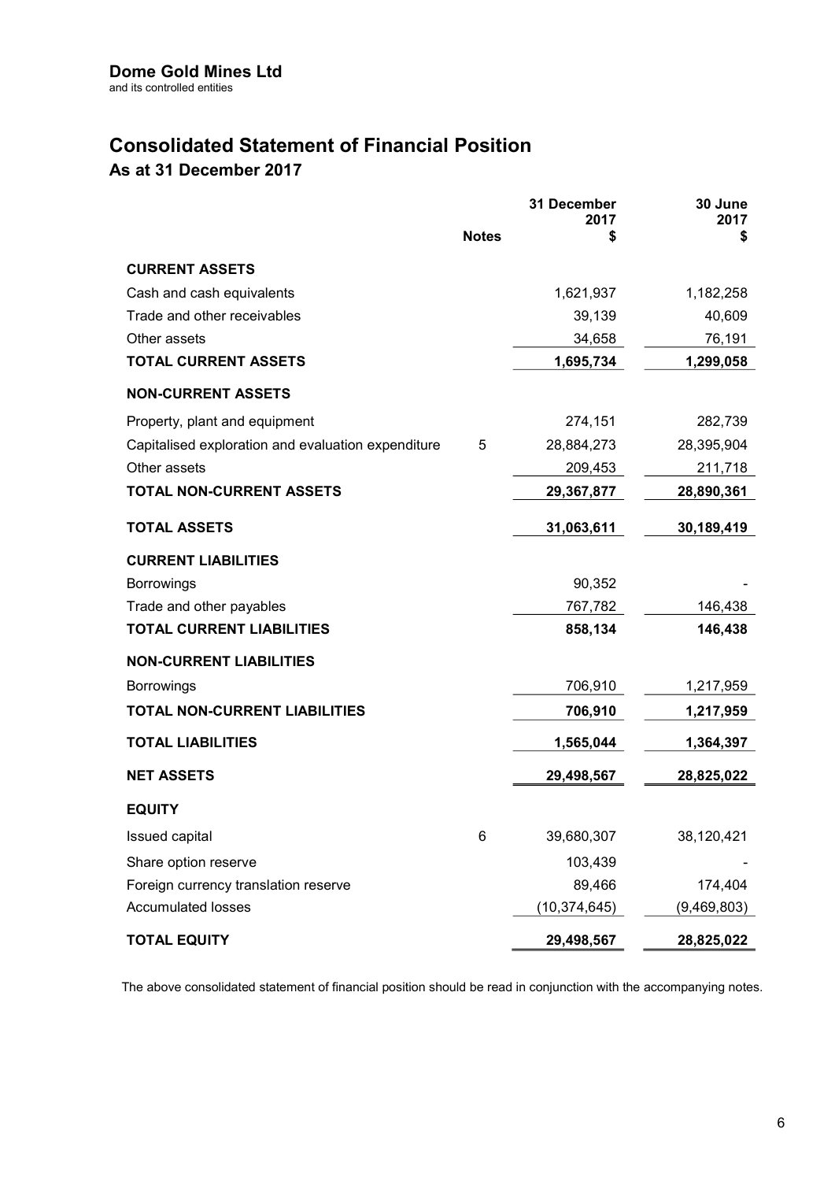**Dome Gold Mines Ltd**
and its controlled entities

# Consolidated Statement of Financial Position

## As at 31 December 2017

| | Notes | 31 December 2017 $ | 30 June 2017 $ |
|---|---|---|---|
| **CURRENT ASSETS** | | | |
| Cash and cash equivalents | | 1,621,937 | 1,182,258 |
| Trade and other receivables | | 39,139 | 40,609 |
| Other assets | | 34,658 | 76,191 |
| **TOTAL CURRENT ASSETS** | | **1,695,734** | **1,299,058** |
| **NON-CURRENT ASSETS** | | | |
| Property, plant and equipment | | 274,151 | 282,739 |
| Capitalised exploration and evaluation expenditure | 5 | 28,884,273 | 28,395,904 |
| Other assets | | 209,453 | 211,718 |
| **TOTAL NON-CURRENT ASSETS** | | **29,367,877** | **28,890,361** |
| **TOTAL ASSETS** | | **31,063,611** | **30,189,419** |
| **CURRENT LIABILITIES** | | | |
| Borrowings | | 90,352 | - |
| Trade and other payables | | 767,782 | 146,438 |
| **TOTAL CURRENT LIABILITIES** | | **858,134** | **146,438** |
| **NON-CURRENT LIABILITIES** | | | |
| Borrowings | | 706,910 | 1,217,959 |
| **TOTAL NON-CURRENT LIABILITIES** | | **706,910** | **1,217,959** |
| **TOTAL LIABILITIES** | | **1,565,044** | **1,364,397** |
| **NET ASSETS** | | **29,498,567** | **28,825,022** |
| **EQUITY** | | | |
| Issued capital | 6 | 39,680,307 | 38,120,421 |
| Share option reserve | | 103,439 | - |
| Foreign currency translation reserve | | 89,466 | 174,404 |
| Accumulated losses | | (10,374,645) | (9,469,803) |
| **TOTAL EQUITY** | | **29,498,567** | **28,825,022** |

The above consolidated statement of financial position should be read in conjunction with the accompanying notes.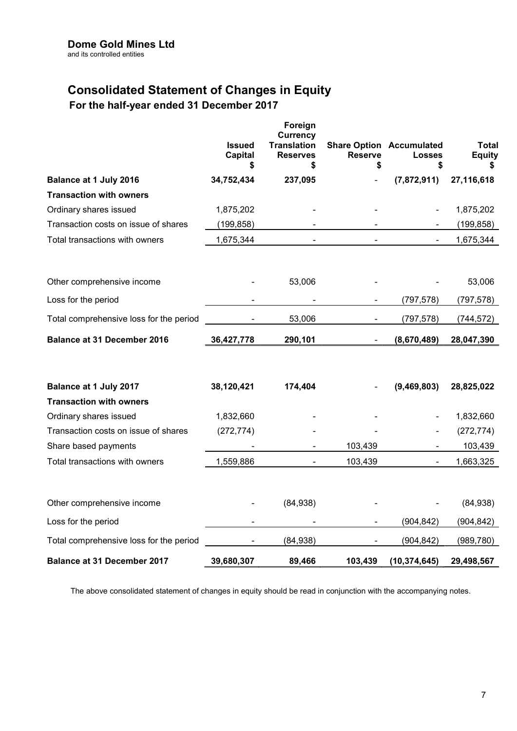**Dome Gold Mines Ltd**
and its controlled entities

# Consolidated Statement of Changes in Equity

## For the half-year ended 31 December 2017

| | Issued Capital $ | Foreign Currency Translation Reserves $ | Share Option Reserve $ | Accumulated Losses $ | Total Equity $ |
|---|---|---|---|---|---|
| **Balance at 1 July 2016** | **34,752,434** | **237,095** | - | **(7,872,911)** | **27,116,618** |
| **Transaction with owners** | | | | | |
| Ordinary shares issued | 1,875,202 | - | - | - | 1,875,202 |
| Transaction costs on issue of shares | (199,858) | - | - | - | (199,858) |
| Total transactions with owners | 1,675,344 | - | - | - | 1,675,344 |
| Other comprehensive income | - | 53,006 | - | - | 53,006 |
| Loss for the period | - | - | - | (797,578) | (797,578) |
| Total comprehensive loss for the period | - | 53,006 | - | (797,578) | (744,572) |
| **Balance at 31 December 2016** | **36,427,778** | **290,101** | - | **(8,670,489)** | **28,047,390** |
| **Balance at 1 July 2017** | **38,120,421** | **174,404** | - | **(9,469,803)** | **28,825,022** |
| **Transaction with owners** | | | | | |
| Ordinary shares issued | 1,832,660 | - | - | - | 1,832,660 |
| Transaction costs on issue of shares | (272,774) | - | - | - | (272,774) |
| Share based payments | - | - | 103,439 | - | 103,439 |
| Total transactions with owners | 1,559,886 | - | 103,439 | - | 1,663,325 |
| Other comprehensive income | - | (84,938) | - | - | (84,938) |
| Loss for the period | - | - | - | (904,842) | (904,842) |
| Total comprehensive loss for the period | - | (84,938) | - | (904,842) | (989,780) |
| **Balance at 31 December 2017** | **39,680,307** | **89,466** | **103,439** | **(10,374,645)** | **29,498,567** |

The above consolidated statement of changes in equity should be read in conjunction with the accompanying notes.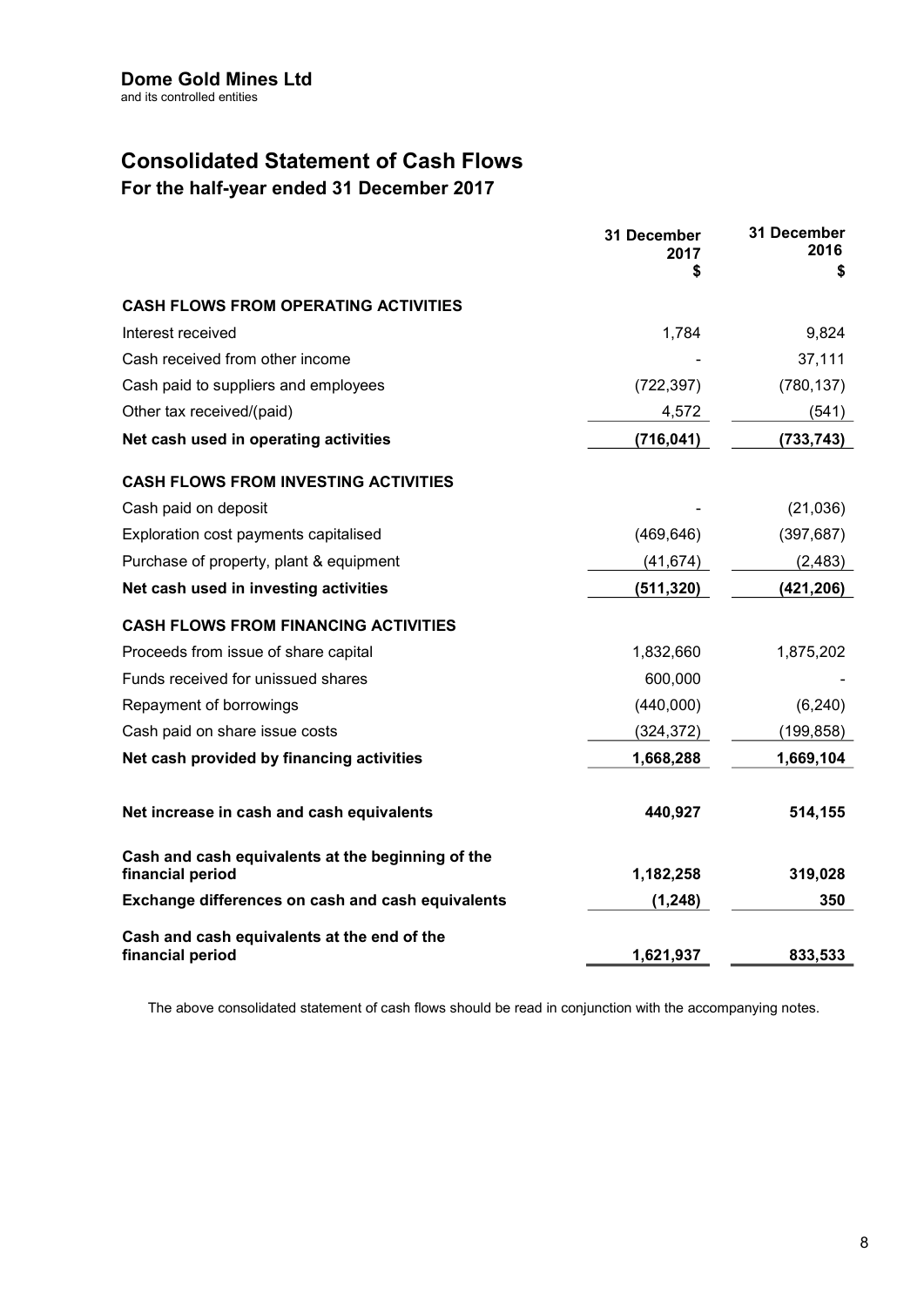**Dome Gold Mines Ltd**
and its controlled entities

# Consolidated Statement of Cash Flows

## For the half-year ended 31 December 2017

| | 31 December 2017 $ | 31 December 2016 $ |
|---|---|---|
| **CASH FLOWS FROM OPERATING ACTIVITIES** | | |
| Interest received | 1,784 | 9,824 |
| Cash received from other income | - | 37,111 |
| Cash paid to suppliers and employees | (722,397) | (780,137) |
| Other tax received/(paid) | 4,572 | (541) |
| **Net cash used in operating activities** | **(716,041)** | **(733,743)** |
| **CASH FLOWS FROM INVESTING ACTIVITIES** | | |
| Cash paid on deposit | - | (21,036) |
| Exploration cost payments capitalised | (469,646) | (397,687) |
| Purchase of property, plant & equipment | (41,674) | (2,483) |
| **Net cash used in investing activities** | **(511,320)** | **(421,206)** |
| **CASH FLOWS FROM FINANCING ACTIVITIES** | | |
| Proceeds from issue of share capital | 1,832,660 | 1,875,202 |
| Funds received for unissued shares | 600,000 | - |
| Repayment of borrowings | (440,000) | (6,240) |
| Cash paid on share issue costs | (324,372) | (199,858) |
| **Net cash provided by financing activities** | **1,668,288** | **1,669,104** |
| **Net increase in cash and cash equivalents** | **440,927** | **514,155** |
| **Cash and cash equivalents at the beginning of the financial period** | **1,182,258** | **319,028** |
| **Exchange differences on cash and cash equivalents** | **(1,248)** | **350** |
| **Cash and cash equivalents at the end of the financial period** | **1,621,937** | **833,533** |

The above consolidated statement of cash flows should be read in conjunction with the accompanying notes.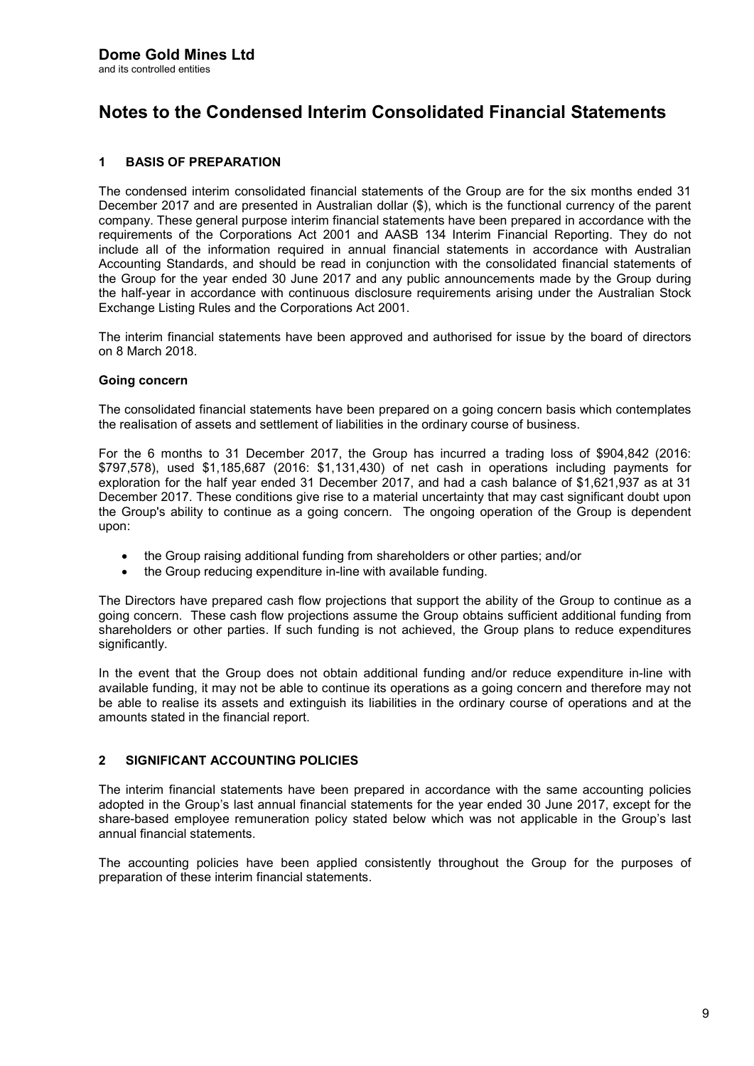**Dome Gold Mines Ltd**
and its controlled entities

# Notes to the Condensed Interim Consolidated Financial Statements

## 1 BASIS OF PREPARATION

The condensed interim consolidated financial statements of the Group are for the six months ended 31 December 2017 and are presented in Australian dollar ($), which is the functional currency of the parent company. These general purpose interim financial statements have been prepared in accordance with the requirements of the Corporations Act 2001 and AASB 134 Interim Financial Reporting. They do not include all of the information required in annual financial statements in accordance with Australian Accounting Standards, and should be read in conjunction with the consolidated financial statements of the Group for the year ended 30 June 2017 and any public announcements made by the Group during the half-year in accordance with continuous disclosure requirements arising under the Australian Stock Exchange Listing Rules and the Corporations Act 2001.

The interim financial statements have been approved and authorised for issue by the board of directors on 8 March 2018.

### Going concern

The consolidated financial statements have been prepared on a going concern basis which contemplates the realisation of assets and settlement of liabilities in the ordinary course of business.

For the 6 months to 31 December 2017, the Group has incurred a trading loss of $904,842 (2016: $797,578), used $1,185,687 (2016: $1,131,430) of net cash in operations including payments for exploration for the half year ended 31 December 2017, and had a cash balance of $1,621,937 as at 31 December 2017. These conditions give rise to a material uncertainty that may cast significant doubt upon the Group's ability to continue as a going concern. The ongoing operation of the Group is dependent upon:

- the Group raising additional funding from shareholders or other parties; and/or
- the Group reducing expenditure in-line with available funding.

The Directors have prepared cash flow projections that support the ability of the Group to continue as a going concern. These cash flow projections assume the Group obtains sufficient additional funding from shareholders or other parties. If such funding is not achieved, the Group plans to reduce expenditures significantly.

In the event that the Group does not obtain additional funding and/or reduce expenditure in-line with available funding, it may not be able to continue its operations as a going concern and therefore may not be able to realise its assets and extinguish its liabilities in the ordinary course of operations and at the amounts stated in the financial report.

## 2 SIGNIFICANT ACCOUNTING POLICIES

The interim financial statements have been prepared in accordance with the same accounting policies adopted in the Group's last annual financial statements for the year ended 30 June 2017, except for the share-based employee remuneration policy stated below which was not applicable in the Group's last annual financial statements.

The accounting policies have been applied consistently throughout the Group for the purposes of preparation of these interim financial statements.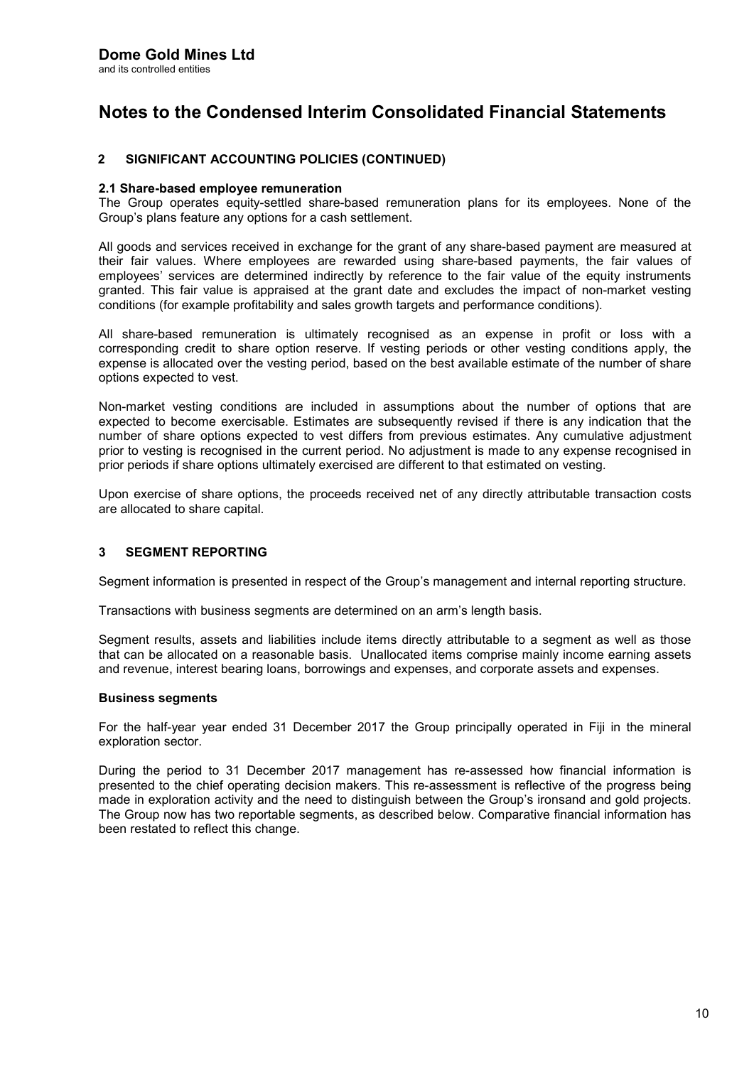**Dome Gold Mines Ltd**
and its controlled entities

# Notes to the Condensed Interim Consolidated Financial Statements

## 2 SIGNIFICANT ACCOUNTING POLICIES (CONTINUED)

### 2.1 Share-based employee remuneration

The Group operates equity-settled share-based remuneration plans for its employees. None of the Group's plans feature any options for a cash settlement.

All goods and services received in exchange for the grant of any share-based payment are measured at their fair values. Where employees are rewarded using share-based payments, the fair values of employees' services are determined indirectly by reference to the fair value of the equity instruments granted. This fair value is appraised at the grant date and excludes the impact of non-market vesting conditions (for example profitability and sales growth targets and performance conditions).

All share-based remuneration is ultimately recognised as an expense in profit or loss with a corresponding credit to share option reserve. If vesting periods or other vesting conditions apply, the expense is allocated over the vesting period, based on the best available estimate of the number of share options expected to vest.

Non-market vesting conditions are included in assumptions about the number of options that are expected to become exercisable. Estimates are subsequently revised if there is any indication that the number of share options expected to vest differs from previous estimates. Any cumulative adjustment prior to vesting is recognised in the current period. No adjustment is made to any expense recognised in prior periods if share options ultimately exercised are different to that estimated on vesting.

Upon exercise of share options, the proceeds received net of any directly attributable transaction costs are allocated to share capital.

## 3 SEGMENT REPORTING

Segment information is presented in respect of the Group's management and internal reporting structure.

Transactions with business segments are determined on an arm's length basis.

Segment results, assets and liabilities include items directly attributable to a segment as well as those that can be allocated on a reasonable basis. Unallocated items comprise mainly income earning assets and revenue, interest bearing loans, borrowings and expenses, and corporate assets and expenses.

### Business segments

For the half-year year ended 31 December 2017 the Group principally operated in Fiji in the mineral exploration sector.

During the period to 31 December 2017 management has re-assessed how financial information is presented to the chief operating decision makers. This re-assessment is reflective of the progress being made in exploration activity and the need to distinguish between the Group's ironsand and gold projects. The Group now has two reportable segments, as described below. Comparative financial information has been restated to reflect this change.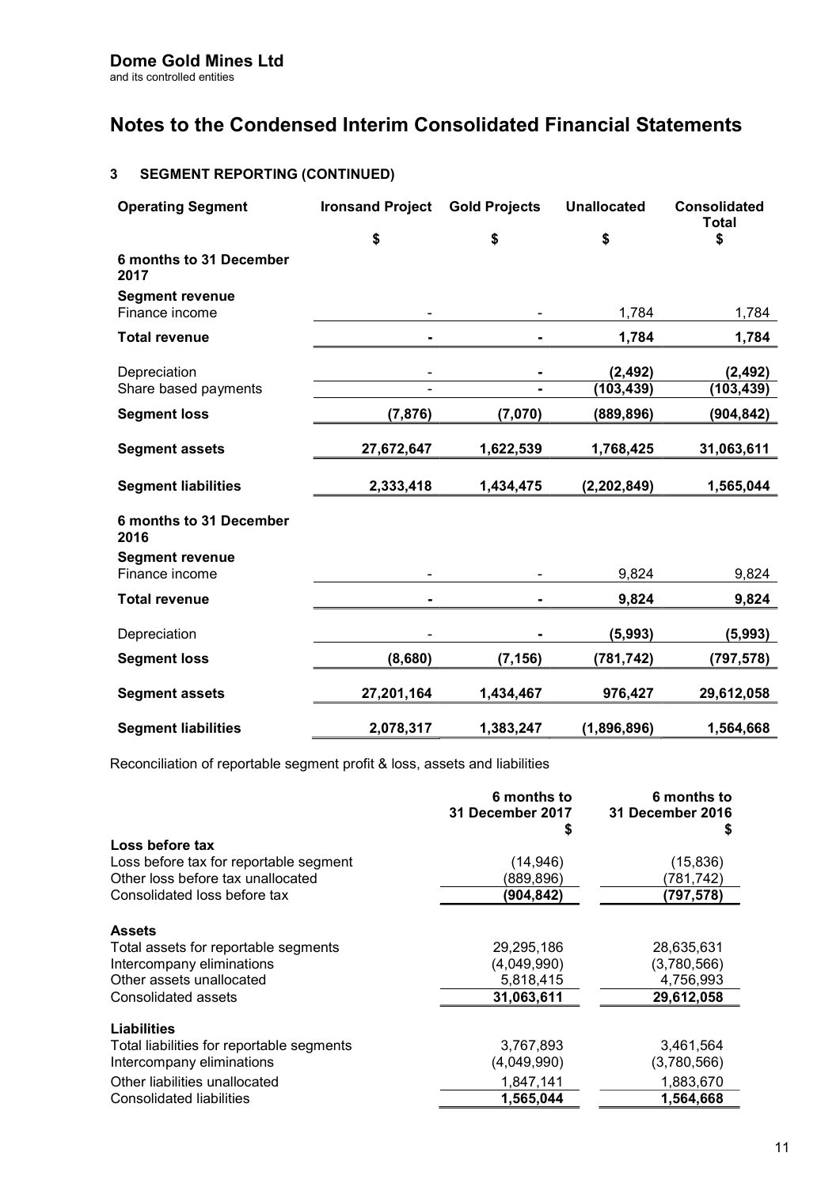**Dome Gold Mines Ltd**
and its controlled entities

# Notes to the Condensed Interim Consolidated Financial Statements

### 3 SEGMENT REPORTING (CONTINUED)

| Operating Segment | Ironsand Project | Gold Projects | Unallocated | Consolidated Total |
|---|---|---|---|---|
| | $ | $ | $ | $ |
| **6 months to 31 December 2017** | | | | |
| **Segment revenue** | | | | |
| Finance income | - | - | 1,784 | 1,784 |
| **Total revenue** | **-** | **-** | **1,784** | **1,784** |
| Depreciation | - | - | (2,492) | (2,492) |
| Share based payments | - | - | (103,439) | (103,439) |
| **Segment loss** | **(7,876)** | **(7,070)** | **(889,896)** | **(904,842)** |
| **Segment assets** | **27,672,647** | **1,622,539** | **1,768,425** | **31,063,611** |
| **Segment liabilities** | **2,333,418** | **1,434,475** | **(2,202,849)** | **1,565,044** |
| **6 months to 31 December 2016** | | | | |
| **Segment revenue** | | | | |
| Finance income | - | - | 9,824 | 9,824 |
| **Total revenue** | **-** | **-** | **9,824** | **9,824** |
| Depreciation | - | - | (5,993) | (5,993) |
| **Segment loss** | **(8,680)** | **(7,156)** | **(781,742)** | **(797,578)** |
| **Segment assets** | **27,201,164** | **1,434,467** | **976,427** | **29,612,058** |
| **Segment liabilities** | **2,078,317** | **1,383,247** | **(1,896,896)** | **1,564,668** |

Reconciliation of reportable segment profit & loss, assets and liabilities

| | 6 months to 31 December 2017 $ | 6 months to 31 December 2016 $ |
|---|---|---|
| **Loss before tax** | | |
| Loss before tax for reportable segment | (14,946) | (15,836) |
| Other loss before tax unallocated | (889,896) | (781,742) |
| Consolidated loss before tax | **(904,842)** | **(797,578)** |
| **Assets** | | |
| Total assets for reportable segments | 29,295,186 | 28,635,631 |
| Intercompany eliminations | (4,049,990) | (3,780,566) |
| Other assets unallocated | 5,818,415 | 4,756,993 |
| Consolidated assets | **31,063,611** | **29,612,058** |
| **Liabilities** | | |
| Total liabilities for reportable segments | 3,767,893 | 3,461,564 |
| Intercompany eliminations | (4,049,990) | (3,780,566) |
| Other liabilities unallocated | 1,847,141 | 1,883,670 |
| Consolidated liabilities | **1,565,044** | **1,564,668** |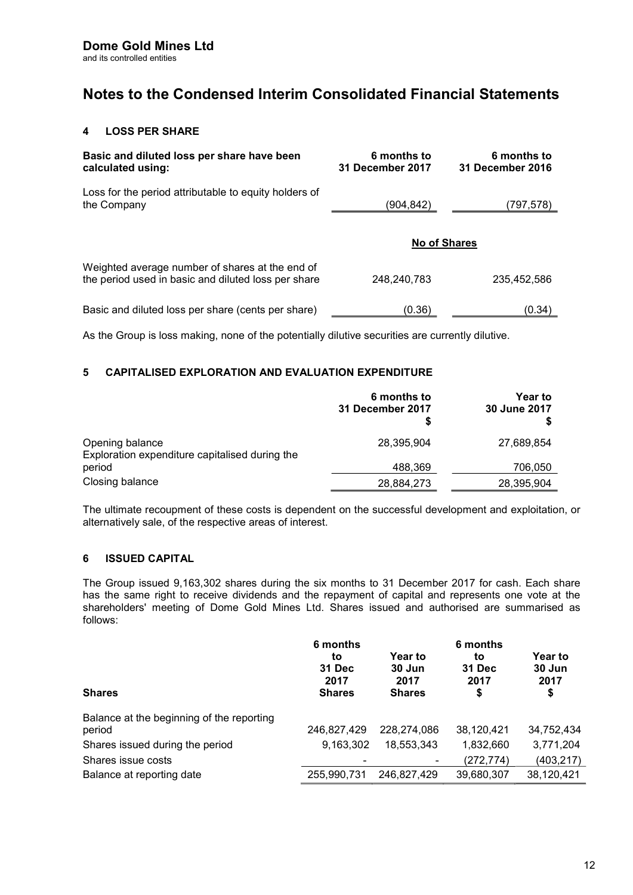**Dome Gold Mines Ltd**
and its controlled entities

# Notes to the Condensed Interim Consolidated Financial Statements

## 4 LOSS PER SHARE

| Basic and diluted loss per share have been calculated using: | 6 months to 31 December 2017 | 6 months to 31 December 2016 |
|---|---|---|
| Loss for the period attributable to equity holders of the Company | (904,842) | (797,578) |
| | **No of Shares** | |
| Weighted average number of shares at the end of the period used in basic and diluted loss per share | 248,240,783 | 235,452,586 |
| Basic and diluted loss per share (cents per share) | (0.36) | (0.34) |

As the Group is loss making, none of the potentially dilutive securities are currently dilutive.

## 5 CAPITALISED EXPLORATION AND EVALUATION EXPENDITURE

| | 6 months to 31 December 2017 $ | Year to 30 June 2017 $ |
|---|---|---|
| Opening balance | 28,395,904 | 27,689,854 |
| Exploration expenditure capitalised during the period | 488,369 | 706,050 |
| Closing balance | 28,884,273 | 28,395,904 |

The ultimate recoupment of these costs is dependent on the successful development and exploitation, or alternatively sale, of the respective areas of interest.

## 6 ISSUED CAPITAL

The Group issued 9,163,302 shares during the six months to 31 December 2017 for cash. Each share has the same right to receive dividends and the repayment of capital and represents one vote at the shareholders' meeting of Dome Gold Mines Ltd. Shares issued and authorised are summarised as follows:

| Shares | 6 months to 31 Dec 2017 Shares | Year to 30 Jun 2017 Shares | 6 months to 31 Dec 2017 $ | Year to 30 Jun 2017 $ |
|---|---|---|---|---|
| Balance at the beginning of the reporting period | 246,827,429 | 228,274,086 | 38,120,421 | 34,752,434 |
| Shares issued during the period | 9,163,302 | 18,553,343 | 1,832,660 | 3,771,204 |
| Shares issue costs | - | - | (272,774) | (403,217) |
| Balance at reporting date | 255,990,731 | 246,827,429 | 39,680,307 | 38,120,421 |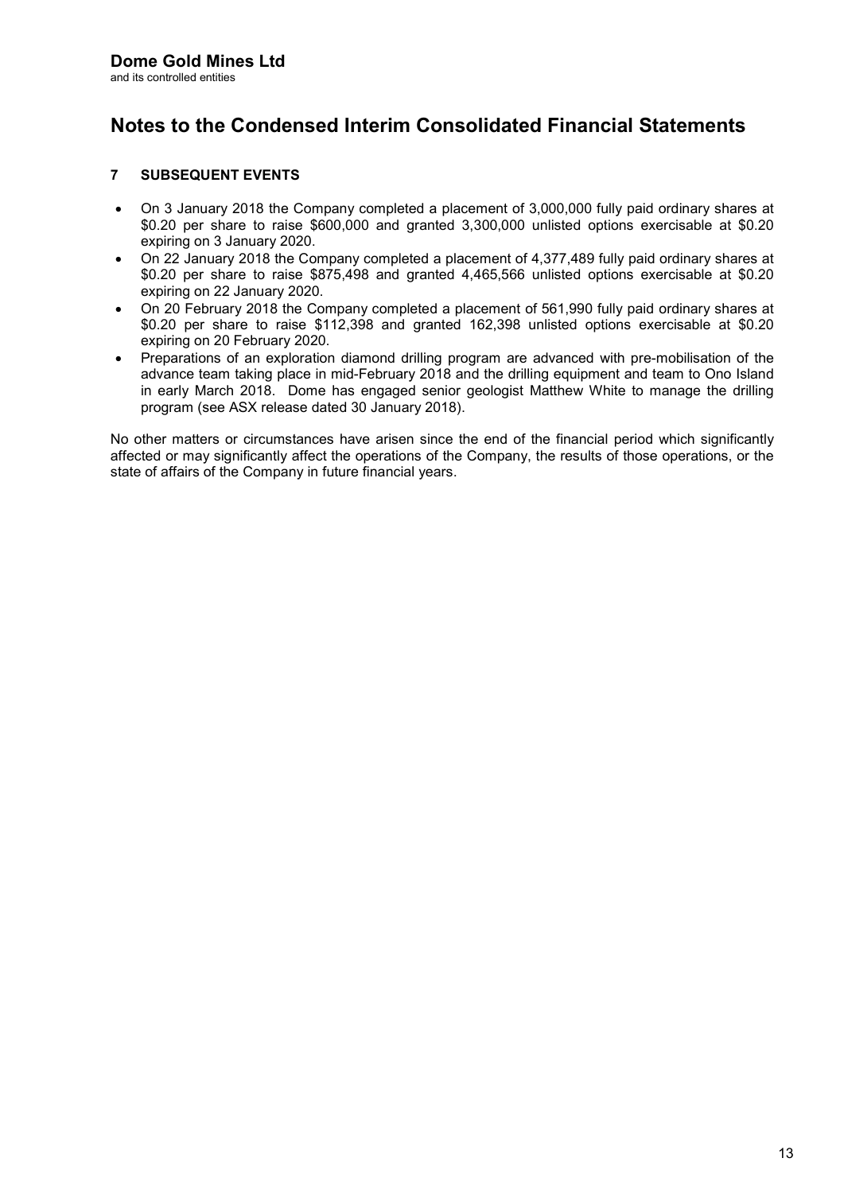**Dome Gold Mines Ltd**
and its controlled entities

# Notes to the Condensed Interim Consolidated Financial Statements

## 7 SUBSEQUENT EVENTS

- On 3 January 2018 the Company completed a placement of 3,000,000 fully paid ordinary shares at $0.20 per share to raise $600,000 and granted 3,300,000 unlisted options exercisable at $0.20 expiring on 3 January 2020.
- On 22 January 2018 the Company completed a placement of 4,377,489 fully paid ordinary shares at $0.20 per share to raise $875,498 and granted 4,465,566 unlisted options exercisable at $0.20 expiring on 22 January 2020.
- On 20 February 2018 the Company completed a placement of 561,990 fully paid ordinary shares at $0.20 per share to raise $112,398 and granted 162,398 unlisted options exercisable at $0.20 expiring on 20 February 2020.
- Preparations of an exploration diamond drilling program are advanced with pre-mobilisation of the advance team taking place in mid-February 2018 and the drilling equipment and team to Ono Island in early March 2018. Dome has engaged senior geologist Matthew White to manage the drilling program (see ASX release dated 30 January 2018).

No other matters or circumstances have arisen since the end of the financial period which significantly affected or may significantly affect the operations of the Company, the results of those operations, or the state of affairs of the Company in future financial years.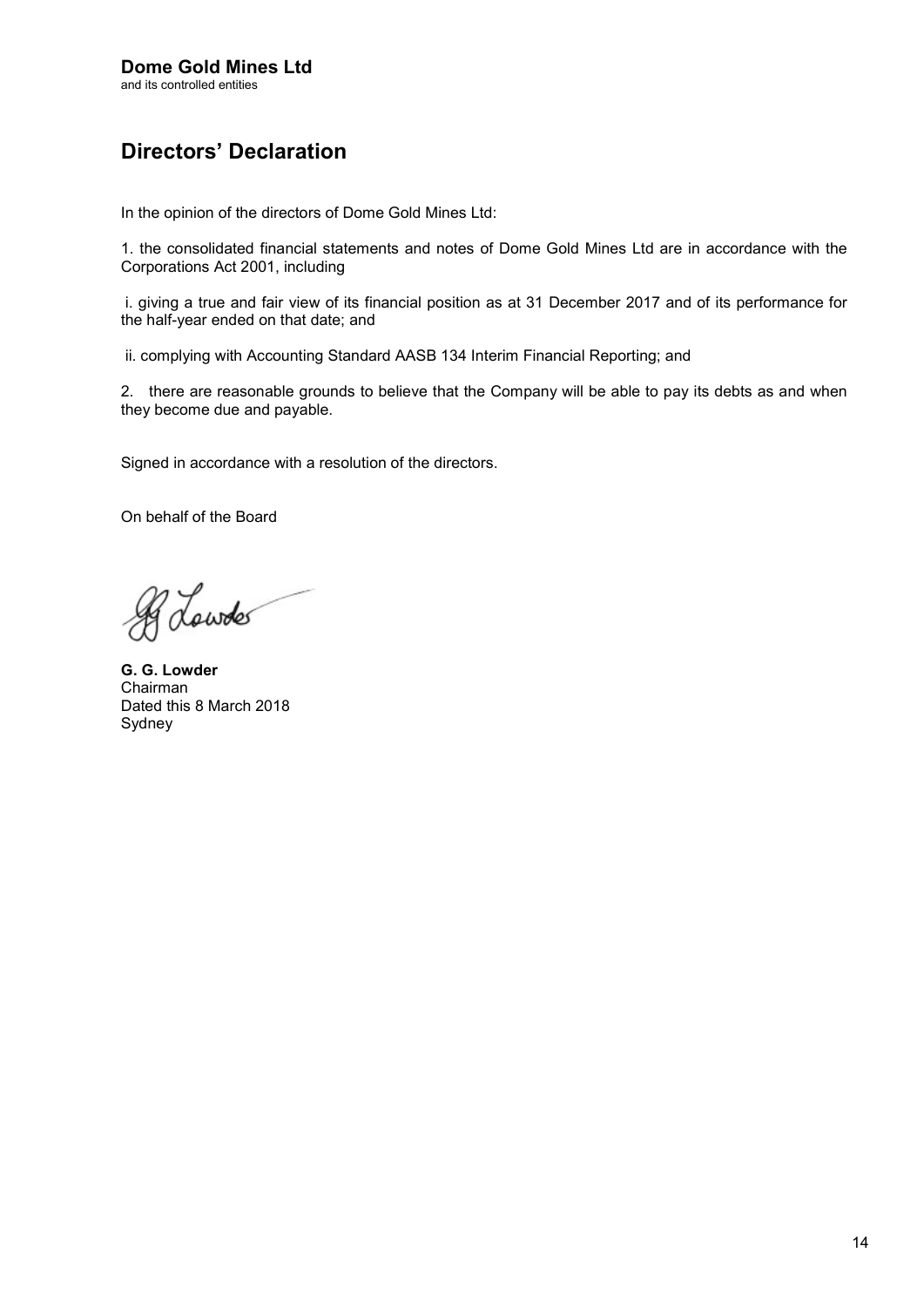**Dome Gold Mines Ltd**
and its controlled entities

# Directors' Declaration

In the opinion of the directors of Dome Gold Mines Ltd:

1. the consolidated financial statements and notes of Dome Gold Mines Ltd are in accordance with the Corporations Act 2001, including

i. giving a true and fair view of its financial position as at 31 December 2017 and of its performance for the half-year ended on that date; and

ii. complying with Accounting Standard AASB 134 Interim Financial Reporting; and

2. there are reasonable grounds to believe that the Company will be able to pay its debts as and when they become due and payable.

Signed in accordance with a resolution of the directors.

On behalf of the Board

**G. G. Lowder**
Chairman
Dated this 8 March 2018
Sydney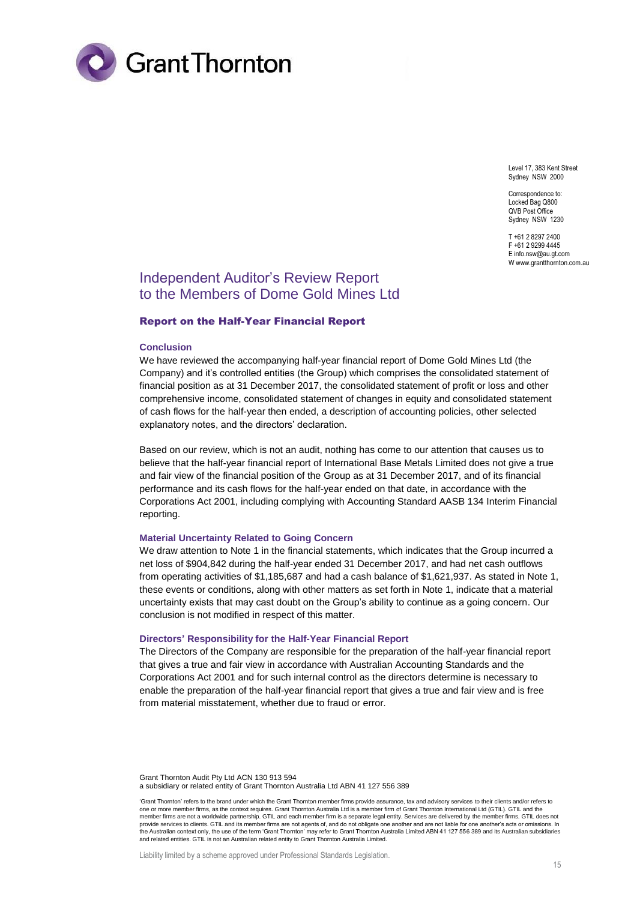Level 17, 383 Kent Street
Sydney NSW 2000

Correspondence to:
Locked Bag Q800
QVB Post Office
Sydney NSW 1230

T +61 2 8297 2400
F +61 2 9299 4445
E info.nsw@au.gt.com
W www.grantthornton.com.au

# Independent Auditor's Review Report to the Members of Dome Gold Mines Ltd

## Report on the Half-Year Financial Report

### Conclusion

We have reviewed the accompanying half-year financial report of Dome Gold Mines Ltd (the Company) and it's controlled entities (the Group) which comprises the consolidated statement of financial position as at 31 December 2017, the consolidated statement of profit or loss and other comprehensive income, consolidated statement of changes in equity and consolidated statement of cash flows for the half-year then ended, a description of accounting policies, other selected explanatory notes, and the directors' declaration.

Based on our review, which is not an audit, nothing has come to our attention that causes us to believe that the half-year financial report of International Base Metals Limited does not give a true and fair view of the financial position of the Group as at 31 December 2017, and of its financial performance and its cash flows for the half-year ended on that date, in accordance with the Corporations Act 2001, including complying with Accounting Standard AASB 134 Interim Financial reporting.

### Material Uncertainty Related to Going Concern

We draw attention to Note 1 in the financial statements, which indicates that the Group incurred a net loss of $904,842 during the half-year ended 31 December 2017, and had net cash outflows from operating activities of $1,185,687 and had a cash balance of $1,621,937. As stated in Note 1, these events or conditions, along with other matters as set forth in Note 1, indicate that a material uncertainty exists that may cast doubt on the Group's ability to continue as a going concern. Our conclusion is not modified in respect of this matter.

### Directors' Responsibility for the Half-Year Financial Report

The Directors of the Company are responsible for the preparation of the half-year financial report that gives a true and fair view in accordance with Australian Accounting Standards and the Corporations Act 2001 and for such internal control as the directors determine is necessary to enable the preparation of the half-year financial report that gives a true and fair view and is free from material misstatement, whether due to fraud or error.

Grant Thornton Audit Pty Ltd ACN 130 913 594
a subsidiary or related entity of Grant Thornton Australia Ltd ABN 41 127 556 389

'Grant Thornton' refers to the brand under which the Grant Thornton member firms provide assurance, tax and advisory services to their clients and/or refers to one or more member firms, as the context requires. Grant Thornton Australia Ltd is a member firm of Grant Thornton International Ltd (GTIL). GTIL and the member firms are not a worldwide partnership. GTIL and each member firm is a separate legal entity. Services are delivered by the member firms. GTIL does not provide services to clients. GTIL and its member firms are not agents of, and do not obligate one another and are not liable for one another's acts or omissions. In the Australian context only, the use of the term 'Grant Thornton' may refer to Grant Thornton Australia Limited ABN 41 127 556 389 and its Australian subsidiaries and related entities. GTIL is not an Australian related entity to Grant Thornton Australia Limited.

Liability limited by a scheme approved under Professional Standards Legislation.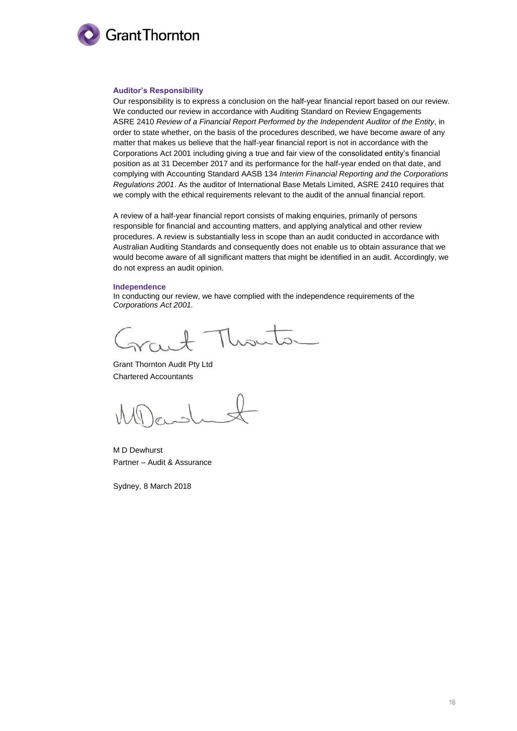**Auditor's Responsibility**

Our responsibility is to express a conclusion on the half-year financial report based on our review. We conducted our review in accordance with Auditing Standard on Review Engagements ASRE 2410 *Review of a Financial Report Performed by the Independent Auditor of the Entity*, in order to state whether, on the basis of the procedures described, we have become aware of any matter that makes us believe that the half-year financial report is not in accordance with the Corporations Act 2001 including giving a true and fair view of the consolidated entity's financial position as at 31 December 2017 and its performance for the half-year ended on that date, and complying with Accounting Standard AASB 134 *Interim Financial Reporting and the Corporations Regulations 2001*. As the auditor of International Base Metals Limited, ASRE 2410 requires that we comply with the ethical requirements relevant to the audit of the annual financial report.

A review of a half-year financial report consists of making enquiries, primarily of persons responsible for financial and accounting matters, and applying analytical and other review procedures. A review is substantially less in scope than an audit conducted in accordance with Australian Auditing Standards and consequently does not enable us to obtain assurance that we would become aware of all significant matters that might be identified in an audit. Accordingly, we do not express an audit opinion.

**Independence**

In conducting our review, we have complied with the independence requirements of the *Corporations Act 2001.*

Grant Thornton Audit Pty Ltd
Chartered Accountants

M D Dewhurst
Partner – Audit & Assurance

Sydney, 8 March 2018